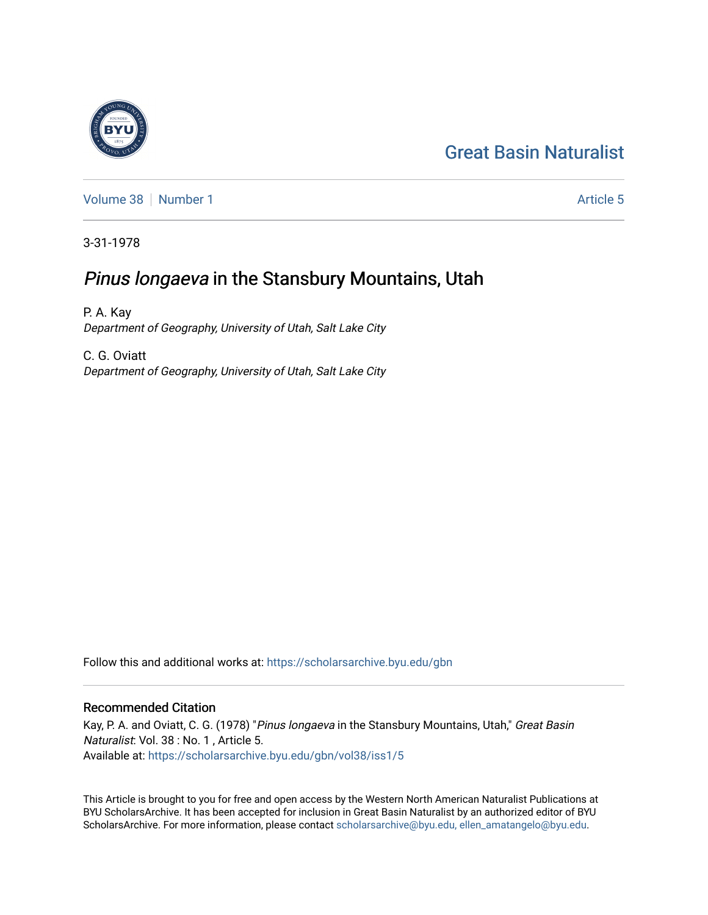Great Basin Naturalist

Volume 38 | Number 1 | Article 5

3-31-1978

# *Pinus longaeva* in the Stansbury Mountains, Utah

P. A. Kay
*Department of Geography, University of Utah, Salt Lake City*

C. G. Oviatt
*Department of Geography, University of Utah, Salt Lake City*

Follow this and additional works at: https://scholarsarchive.byu.edu/gbn

## Recommended Citation

Kay, P. A. and Oviatt, C. G. (1978) "*Pinus longaeva* in the Stansbury Mountains, Utah," *Great Basin Naturalist*: Vol. 38 : No. 1 , Article 5.
Available at: https://scholarsarchive.byu.edu/gbn/vol38/iss1/5

This Article is brought to you for free and open access by the Western North American Naturalist Publications at BYU ScholarsArchive. It has been accepted for inclusion in Great Basin Naturalist by an authorized editor of BYU ScholarsArchive. For more information, please contact scholarsarchive@byu.edu, ellen_amatangelo@byu.edu.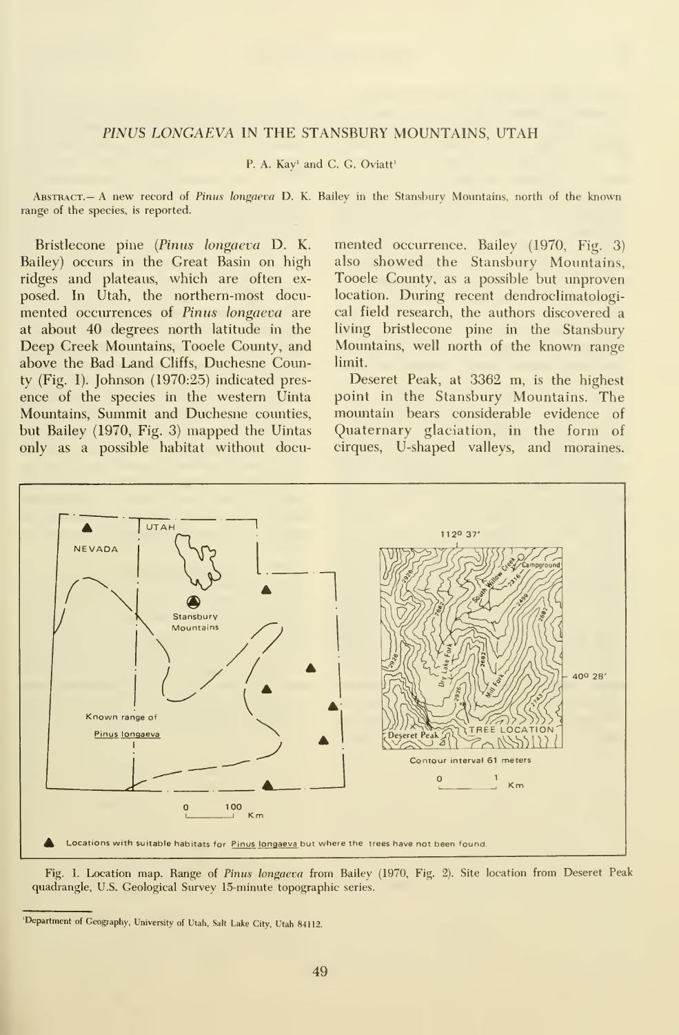## *PINUS LONGAEVA* IN THE STANSBURY MOUNTAINS, UTAH

P. A. Kay[1] and C. G. Oviatt[1]

ABSTRACT.— A new record of *Pinus longaeva* D. K. Bailey in the Stansbury Mountains, north of the known range of the species, is reported.

Bristlecone pine (*Pinus longaeva* D. K. Bailey) occurs in the Great Basin on high ridges and plateaus, which are often exposed. In Utah, the northern-most documented occurrences of *Pinus longaeva* are at about 40 degrees north latitude in the Deep Creek Mountains, Tooele County, and above the Bad Land Cliffs, Duchesne County (Fig. 1). Johnson (1970:25) indicated presence of the species in the western Uinta Mountains, Summit and Duchesne counties, but Bailey (1970, Fig. 3) mapped the Uintas only as a possible habitat without documented occurrence. Bailey (1970, Fig. 3) also showed the Stansbury Mountains, Tooele County, as a possible but unproven location. During recent dendroclimatological field research, the authors discovered a living bristlecone pine in the Stansbury Mountains, well north of the known range limit.

Deseret Peak, at 3362 m, is the highest point in the Stansbury Mountains. The mountain bears considerable evidence of Quaternary glaciation, in the form of cirques, U-shaped valleys, and moraines.

Fig. 1. Location map. Range of *Pinus longaeva* from Bailey (1970, Fig. 2). Site location from Deseret Peak quadrangle, U.S. Geological Survey 15-minute topographic series.

[1]Department of Geography, University of Utah, Salt Lake City, Utah 84112.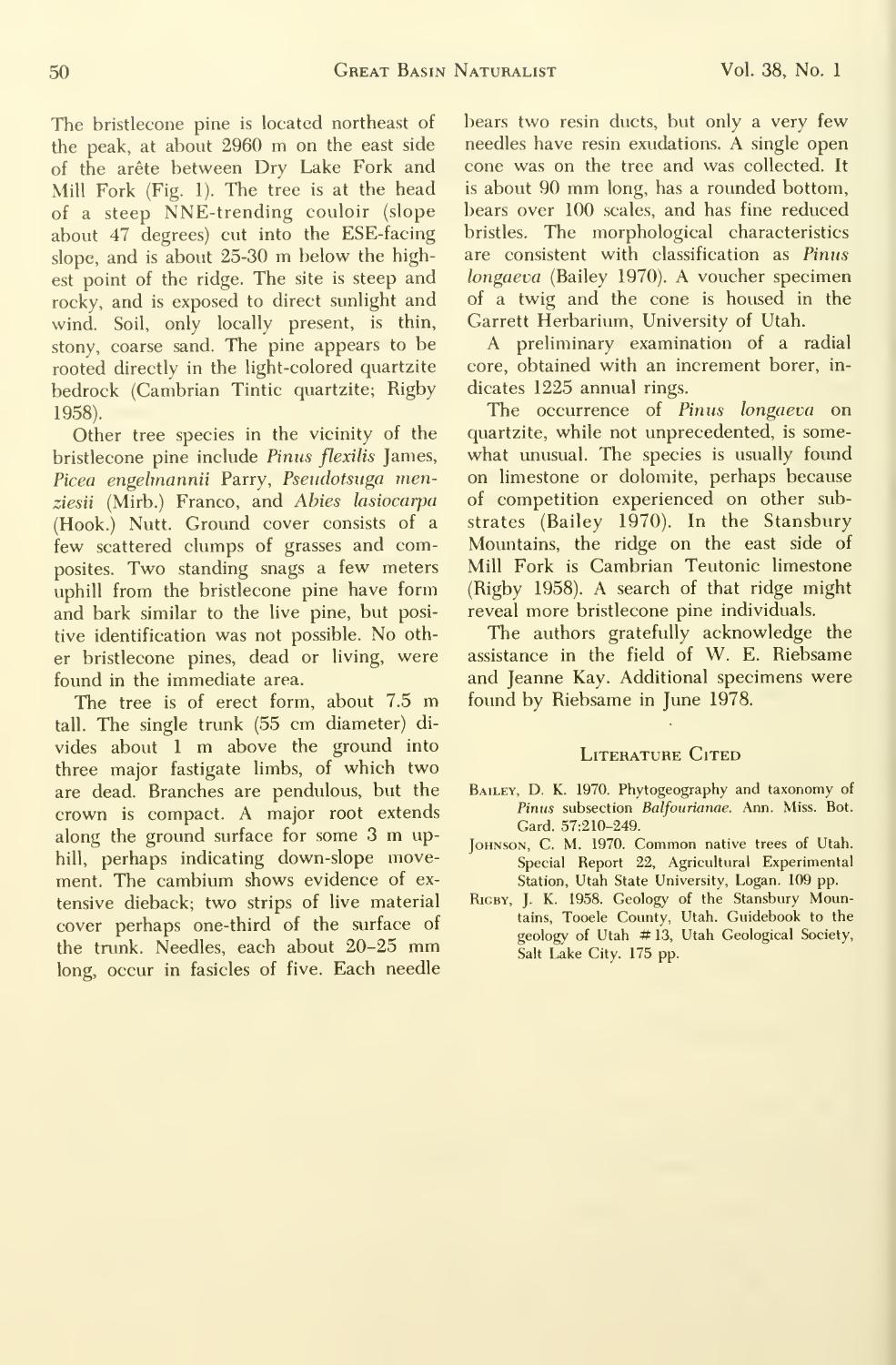The bristlecone pine is located northeast of the peak, at about 2960 m on the east side of the arête between Dry Lake Fork and Mill Fork (Fig. 1). The tree is at the head of a steep NNE-trending couloir (slope about 47 degrees) cut into the ESE-facing slope, and is about 25-30 m below the highest point of the ridge. The site is steep and rocky, and is exposed to direct sunlight and wind. Soil, only locally present, is thin, stony, coarse sand. The pine appears to be rooted directly in the light-colored quartzite bedrock (Cambrian Tintic quartzite; Rigby 1958).

Other tree species in the vicinity of the bristlecone pine include *Pinus flexilis* James, *Picea engelmannii* Parry, *Pseudotsuga menziesii* (Mirb.) Franco, and *Abies lasiocarpa* (Hook.) Nutt. Ground cover consists of a few scattered clumps of grasses and composites. Two standing snags a few meters uphill from the bristlecone pine have form and bark similar to the live pine, but positive identification was not possible. No other bristlecone pines, dead or living, were found in the immediate area.

The tree is of erect form, about 7.5 m tall. The single trunk (55 cm diameter) divides about 1 m above the ground into three major fastigate limbs, of which two are dead. Branches are pendulous, but the crown is compact. A major root extends along the ground surface for some 3 m uphill, perhaps indicating down-slope movement. The cambium shows evidence of extensive dieback; two strips of live material cover perhaps one-third of the surface of the trunk. Needles, each about 20–25 mm long, occur in fasicles of five. Each needle bears two resin ducts, but only a very few needles have resin exudations. A single open cone was on the tree and was collected. It is about 90 mm long, has a rounded bottom, bears over 100 scales, and has fine reduced bristles. The morphological characteristics are consistent with classification as *Pinus longaeva* (Bailey 1970). A voucher specimen of a twig and the cone is housed in the Garrett Herbarium, University of Utah.

A preliminary examination of a radial core, obtained with an increment borer, indicates 1225 annual rings.

The occurrence of *Pinus longaeva* on quartzite, while not unprecedented, is somewhat unusual. The species is usually found on limestone or dolomite, perhaps because of competition experienced on other substrates (Bailey 1970). In the Stansbury Mountains, the ridge on the east side of Mill Fork is Cambrian Teutonic limestone (Rigby 1958). A search of that ridge might reveal more bristlecone pine individuals.

The authors gratefully acknowledge the assistance in the field of W. E. Riebsame and Jeanne Kay. Additional specimens were found by Riebsame in June 1978.

## Literature Cited

Bailey, D. K. 1970. Phytogeography and taxonomy of *Pinus* subsection *Balfourianae*. Ann. Miss. Bot. Gard. 57:210–249.

Johnson, C. M. 1970. Common native trees of Utah. Special Report 22, Agricultural Experimental Station, Utah State University, Logan. 109 pp.

Rigby, J. K. 1958. Geology of the Stansbury Mountains, Tooele County, Utah. Guidebook to the geology of Utah #13, Utah Geological Society, Salt Lake City. 175 pp.